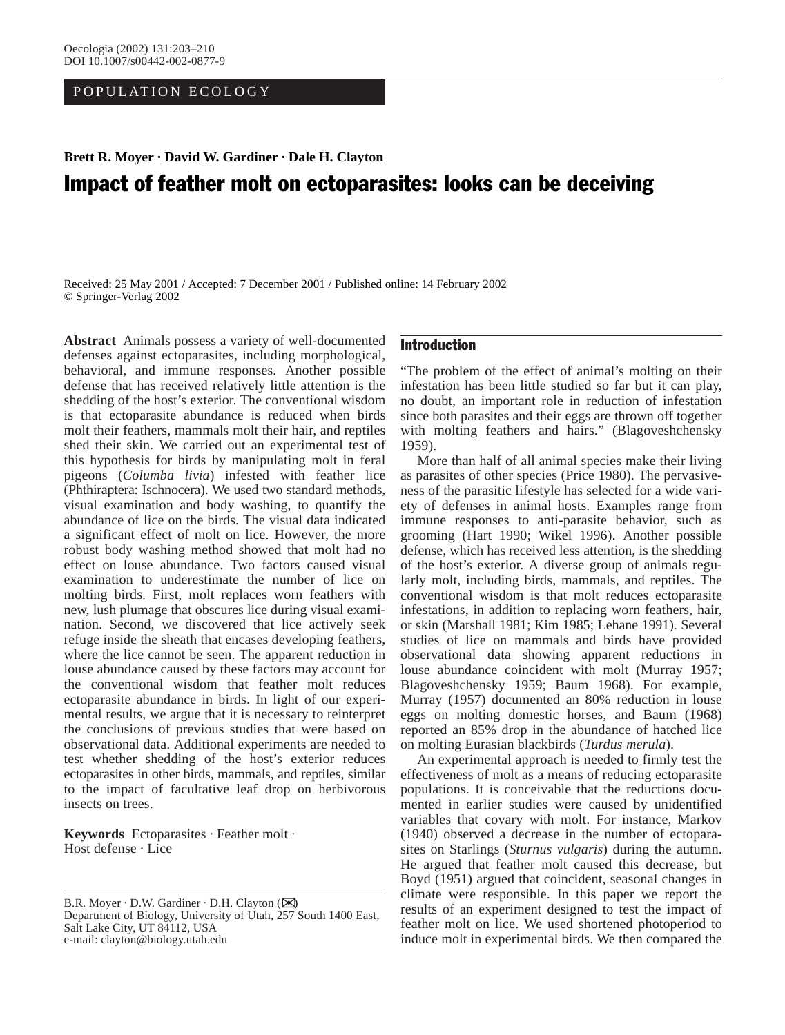POPULATION ECOLOGY

**Brett R. Moyer · David W. Gardiner · Dale H. Clayton**

# Impact of feather molt on ectoparasites: looks can be deceiving

Received: 25 May 2001 / Accepted: 7 December 2001 / Published online: 14 February 2002
© Springer-Verlag 2002

**Abstract** Animals possess a variety of well-documented defenses against ectoparasites, including morphological, behavioral, and immune responses. Another possible defense that has received relatively little attention is the shedding of the host's exterior. The conventional wisdom is that ectoparasite abundance is reduced when birds molt their feathers, mammals molt their hair, and reptiles shed their skin. We carried out an experimental test of this hypothesis for birds by manipulating molt in feral pigeons (*Columba livia*) infested with feather lice (Phthiraptera: Ischnocera). We used two standard methods, visual examination and body washing, to quantify the abundance of lice on the birds. The visual data indicated a significant effect of molt on lice. However, the more robust body washing method showed that molt had no effect on louse abundance. Two factors caused visual examination to underestimate the number of lice on molting birds. First, molt replaces worn feathers with new, lush plumage that obscures lice during visual examination. Second, we discovered that lice actively seek refuge inside the sheath that encases developing feathers, where the lice cannot be seen. The apparent reduction in louse abundance caused by these factors may account for the conventional wisdom that feather molt reduces ectoparasite abundance in birds. In light of our experimental results, we argue that it is necessary to reinterpret the conclusions of previous studies that were based on observational data. Additional experiments are needed to test whether shedding of the host's exterior reduces ectoparasites in other birds, mammals, and reptiles, similar to the impact of facultative leaf drop on herbivorous insects on trees.

**Keywords** Ectoparasites · Feather molt · Host defense · Lice

B.R. Moyer · D.W. Gardiner · D.H. Clayton (✉)
Department of Biology, University of Utah, 257 South 1400 East, Salt Lake City, UT 84112, USA
e-mail: clayton@biology.utah.edu

## Introduction

"The problem of the effect of animal's molting on their infestation has been little studied so far but it can play, no doubt, an important role in reduction of infestation since both parasites and their eggs are thrown off together with molting feathers and hairs." (Blagoveshchensky 1959).

More than half of all animal species make their living as parasites of other species (Price 1980). The pervasiveness of the parasitic lifestyle has selected for a wide variety of defenses in animal hosts. Examples range from immune responses to anti-parasite behavior, such as grooming (Hart 1990; Wikel 1996). Another possible defense, which has received less attention, is the shedding of the host's exterior. A diverse group of animals regularly molt, including birds, mammals, and reptiles. The conventional wisdom is that molt reduces ectoparasite infestations, in addition to replacing worn feathers, hair, or skin (Marshall 1981; Kim 1985; Lehane 1991). Several studies of lice on mammals and birds have provided observational data showing apparent reductions in louse abundance coincident with molt (Murray 1957; Blagoveshchensky 1959; Baum 1968). For example, Murray (1957) documented an 80% reduction in louse eggs on molting domestic horses, and Baum (1968) reported an 85% drop in the abundance of hatched lice on molting Eurasian blackbirds (*Turdus merula*).

An experimental approach is needed to firmly test the effectiveness of molt as a means of reducing ectoparasite populations. It is conceivable that the reductions documented in earlier studies were caused by unidentified variables that covary with molt. For instance, Markov (1940) observed a decrease in the number of ectoparasites on Starlings (*Sturnus vulgaris*) during the autumn. He argued that feather molt caused this decrease, but Boyd (1951) argued that coincident, seasonal changes in climate were responsible. In this paper we report the results of an experiment designed to test the impact of feather molt on lice. We used shortened photoperiod to induce molt in experimental birds. We then compared the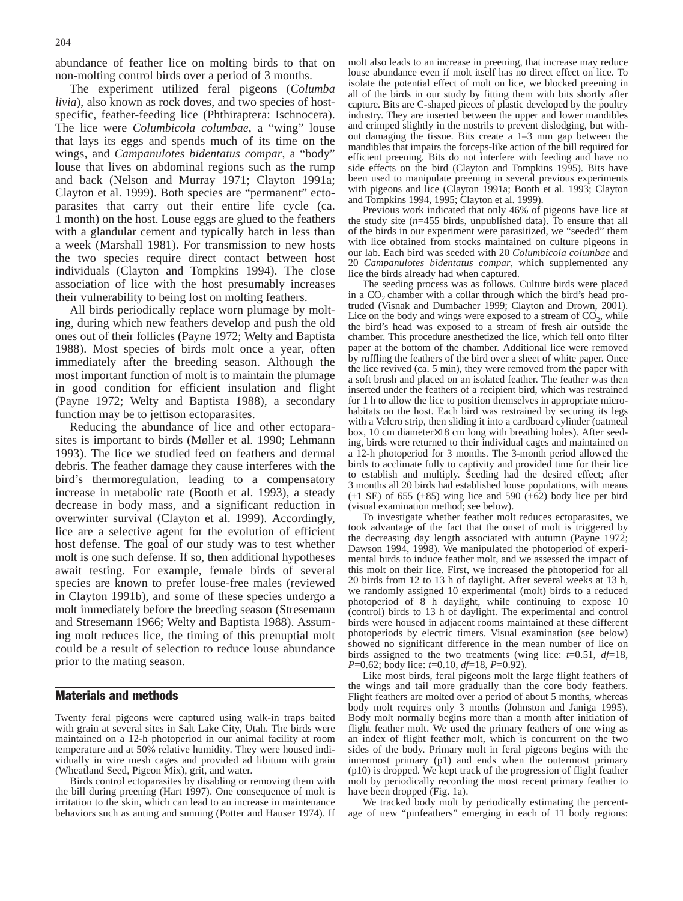abundance of feather lice on molting birds to that on non-molting control birds over a period of 3 months.

The experiment utilized feral pigeons (*Columba livia*), also known as rock doves, and two species of host-specific, feather-feeding lice (Phthiraptera: Ischnocera). The lice were *Columbicola columbae*, a "wing" louse that lays its eggs and spends much of its time on the wings, and *Campanulotes bidentatus compar*, a "body" louse that lives on abdominal regions such as the rump and back (Nelson and Murray 1971; Clayton 1991a; Clayton et al. 1999). Both species are "permanent" ectoparasites that carry out their entire life cycle (ca. 1 month) on the host. Louse eggs are glued to the feathers with a glandular cement and typically hatch in less than a week (Marshall 1981). For transmission to new hosts the two species require direct contact between host individuals (Clayton and Tompkins 1994). The close association of lice with the host presumably increases their vulnerability to being lost on molting feathers.

All birds periodically replace worn plumage by molting, during which new feathers develop and push the old ones out of their follicles (Payne 1972; Welty and Baptista 1988). Most species of birds molt once a year, often immediately after the breeding season. Although the most important function of molt is to maintain the plumage in good condition for efficient insulation and flight (Payne 1972; Welty and Baptista 1988), a secondary function may be to jettison ectoparasites.

Reducing the abundance of lice and other ectoparasites is important to birds (Møller et al. 1990; Lehmann 1993). The lice we studied feed on feathers and dermal debris. The feather damage they cause interferes with the bird's thermoregulation, leading to a compensatory increase in metabolic rate (Booth et al. 1993), a steady decrease in body mass, and a significant reduction in overwinter survival (Clayton et al. 1999). Accordingly, lice are a selective agent for the evolution of efficient host defense. The goal of our study was to test whether molt is one such defense. If so, then additional hypotheses await testing. For example, female birds of several species are known to prefer louse-free males (reviewed in Clayton 1991b), and some of these species undergo a molt immediately before the breeding season (Stresemann and Stresemann 1966; Welty and Baptista 1988). Assuming molt reduces lice, the timing of this prenuptial molt could be a result of selection to reduce louse abundance prior to the mating season.

## Materials and methods

Twenty feral pigeons were captured using walk-in traps baited with grain at several sites in Salt Lake City, Utah. The birds were maintained on a 12-h photoperiod in our animal facility at room temperature and at 50% relative humidity. They were housed individually in wire mesh cages and provided ad libitum with grain (Wheatland Seed, Pigeon Mix), grit, and water.

Birds control ectoparasites by disabling or removing them with the bill during preening (Hart 1997). One consequence of molt is irritation to the skin, which can lead to an increase in maintenance behaviors such as anting and sunning (Potter and Hauser 1974). If molt also leads to an increase in preening, that increase may reduce louse abundance even if molt itself has no direct effect on lice. To isolate the potential effect of molt on lice, we blocked preening in all of the birds in our study by fitting them with bits shortly after capture. Bits are C-shaped pieces of plastic developed by the poultry industry. They are inserted between the upper and lower mandibles and crimped slightly in the nostrils to prevent dislodging, but without damaging the tissue. Bits create a 1–3 mm gap between the mandibles that impairs the forceps-like action of the bill required for efficient preening. Bits do not interfere with feeding and have no side effects on the bird (Clayton and Tompkins 1995). Bits have been used to manipulate preening in several previous experiments with pigeons and lice (Clayton 1991a; Booth et al. 1993; Clayton and Tompkins 1994, 1995; Clayton et al. 1999).

Previous work indicated that only 46% of pigeons have lice at the study site ($n$=455 birds, unpublished data). To ensure that all of the birds in our experiment were parasitized, we "seeded" them with lice obtained from stocks maintained on culture pigeons in our lab. Each bird was seeded with 20 *Columbicola columbae* and 20 *Campanulotes bidentatus compar*, which supplemented any lice the birds already had when captured.

The seeding process was as follows. Culture birds were placed in a $CO_2$ chamber with a collar through which the bird's head protruded (Visnak and Dumbacher 1999; Clayton and Drown, 2001). Lice on the body and wings were exposed to a stream of $CO_2$, while the bird's head was exposed to a stream of fresh air outside the chamber. This procedure anesthetized the lice, which fell onto filter paper at the bottom of the chamber. Additional lice were removed by ruffling the feathers of the bird over a sheet of white paper. Once the lice revived (ca. 5 min), they were removed from the paper with a soft brush and placed on an isolated feather. The feather was then inserted under the feathers of a recipient bird, which was restrained for 1 h to allow the lice to position themselves in appropriate microhabitats on the host. Each bird was restrained by securing its legs with a Velcro strip, then sliding it into a cardboard cylinder (oatmeal box, 10 cm diameter×18 cm long with breathing holes). After seeding, birds were returned to their individual cages and maintained on a 12-h photoperiod for 3 months. The 3-month period allowed the birds to acclimate fully to captivity and provided time for their lice to establish and multiply. Seeding had the desired effect; after 3 months all 20 birds had established louse populations, with means (±1 SE) of 655 (±85) wing lice and 590 (±62) body lice per bird (visual examination method; see below).

To investigate whether feather molt reduces ectoparasites, we took advantage of the fact that the onset of molt is triggered by the decreasing day length associated with autumn (Payne 1972; Dawson 1994, 1998). We manipulated the photoperiod of experimental birds to induce feather molt, and we assessed the impact of this molt on their lice. First, we increased the photoperiod for all 20 birds from 12 to 13 h of daylight. After several weeks at 13 h, we randomly assigned 10 experimental (molt) birds to a reduced photoperiod of 8 h daylight, while continuing to expose 10 (control) birds to 13 h of daylight. The experimental and control birds were housed in adjacent rooms maintained at these different photoperiods by electric timers. Visual examination (see below) showed no significant difference in the mean number of lice on birds assigned to the two treatments (wing lice: $t$=0.51, $df$=18, $P$=0.62; body lice: $t$=0.10, $df$=18, $P$=0.92).

Like most birds, feral pigeons molt the large flight feathers of the wings and tail more gradually than the core body feathers. Flight feathers are molted over a period of about 5 months, whereas body molt requires only 3 months (Johnston and Janiga 1995). Body molt normally begins more than a month after initiation of flight feather molt. We used the primary feathers of one wing as an index of flight feather molt, which is concurrent on the two sides of the body. Primary molt in feral pigeons begins with the innermost primary (p1) and ends when the outermost primary (p10) is dropped. We kept track of the progression of flight feather molt by periodically recording the most recent primary feather to have been dropped (Fig. 1a).

We tracked body molt by periodically estimating the percentage of new "pinfeathers" emerging in each of 11 body regions: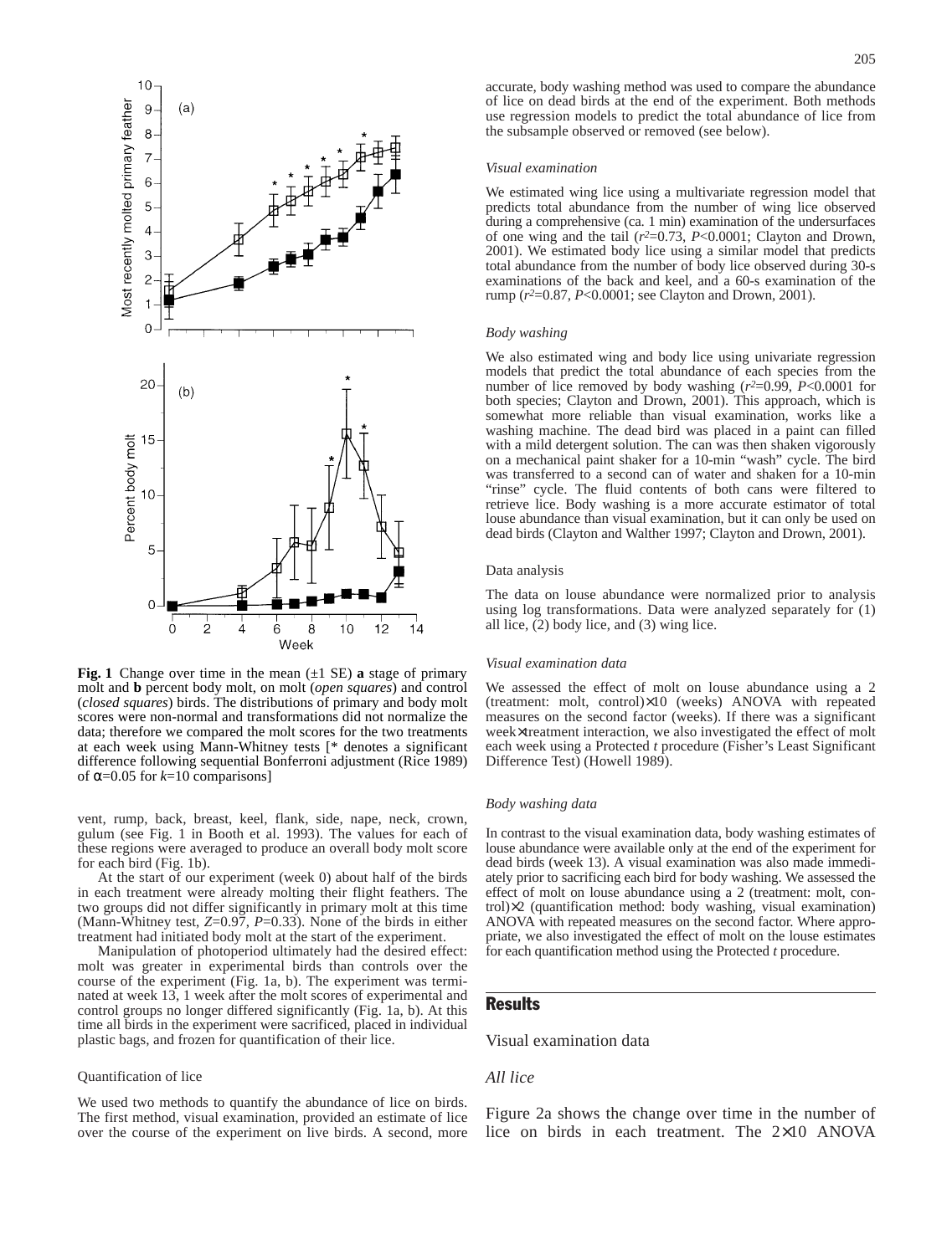**Fig. 1** Change over time in the mean (±1 SE) **a** stage of primary molt and **b** percent body molt, on molt (*open squares*) and control (*closed squares*) birds. The distributions of primary and body molt scores were non-normal and transformations did not normalize the data; therefore we compared the molt scores for the two treatments at each week using Mann-Whitney tests [* denotes a significant difference following sequential Bonferroni adjustment (Rice 1989) of $\alpha$=0.05 for $k$=10 comparisons]

vent, rump, back, breast, keel, flank, side, nape, neck, crown, gulum (see Fig. 1 in Booth et al. 1993). The values for each of these regions were averaged to produce an overall body molt score for each bird (Fig. 1b).

At the start of our experiment (week 0) about half of the birds in each treatment were already molting their flight feathers. The two groups did not differ significantly in primary molt at this time (Mann-Whitney test, $Z$=0.97, $P$=0.33). None of the birds in either treatment had initiated body molt at the start of the experiment.

Manipulation of photoperiod ultimately had the desired effect: molt was greater in experimental birds than controls over the course of the experiment (Fig. 1a, b). The experiment was terminated at week 13, 1 week after the molt scores of experimental and control groups no longer differed significantly (Fig. 1a, b). At this time all birds in the experiment were sacrificed, placed in individual plastic bags, and frozen for quantification of their lice.

### Quantification of lice

We used two methods to quantify the abundance of lice on birds. The first method, visual examination, provided an estimate of lice over the course of the experiment on live birds. A second, more accurate, body washing method was used to compare the abundance of lice on dead birds at the end of the experiment. Both methods use regression models to predict the total abundance of lice from the subsample observed or removed (see below).

#### *Visual examination*

We estimated wing lice using a multivariate regression model that predicts total abundance from the number of wing lice observed during a comprehensive (ca. 1 min) examination of the undersurfaces of one wing and the tail ($r^2$=0.73, $P$<0.0001; Clayton and Drown, 2001). We estimated body lice using a similar model that predicts total abundance from the number of body lice observed during 30-s examinations of the back and keel, and a 60-s examination of the rump ($r^2$=0.87, $P$<0.0001; see Clayton and Drown, 2001).

#### *Body washing*

We also estimated wing and body lice using univariate regression models that predict the total abundance of each species from the number of lice removed by body washing ($r^2$=0.99, $P$<0.0001 for both species; Clayton and Drown, 2001). This approach, which is somewhat more reliable than visual examination, works like a washing machine. The dead bird was placed in a paint can filled with a mild detergent solution. The can was then shaken vigorously on a mechanical paint shaker for a 10-min "wash" cycle. The bird was transferred to a second can of water and shaken for a 10-min "rinse" cycle. The fluid contents of both cans were filtered to retrieve lice. Body washing is a more accurate estimator of total louse abundance than visual examination, but it can only be used on dead birds (Clayton and Walther 1997; Clayton and Drown, 2001).

### Data analysis

The data on louse abundance were normalized prior to analysis using log transformations. Data were analyzed separately for (1) all lice, (2) body lice, and (3) wing lice.

#### *Visual examination data*

We assessed the effect of molt on louse abundance using a 2 (treatment: molt, control)×10 (weeks) ANOVA with repeated measures on the second factor (weeks). If there was a significant week×treatment interaction, we also investigated the effect of molt each week using a Protected *t* procedure (Fisher's Least Significant Difference Test) (Howell 1989).

#### *Body washing data*

In contrast to the visual examination data, body washing estimates of louse abundance were available only at the end of the experiment for dead birds (week 13). A visual examination was also made immediately prior to sacrificing each bird for body washing. We assessed the effect of molt on louse abundance using a 2 (treatment: molt, control)×2 (quantification method: body washing, visual examination) ANOVA with repeated measures on the second factor. Where appropriate, we also investigated the effect of molt on the louse estimates for each quantification method using the Protected *t* procedure.

## Results

### Visual examination data

#### *All lice*

Figure 2a shows the change over time in the number of lice on birds in each treatment. The 2×10 ANOVA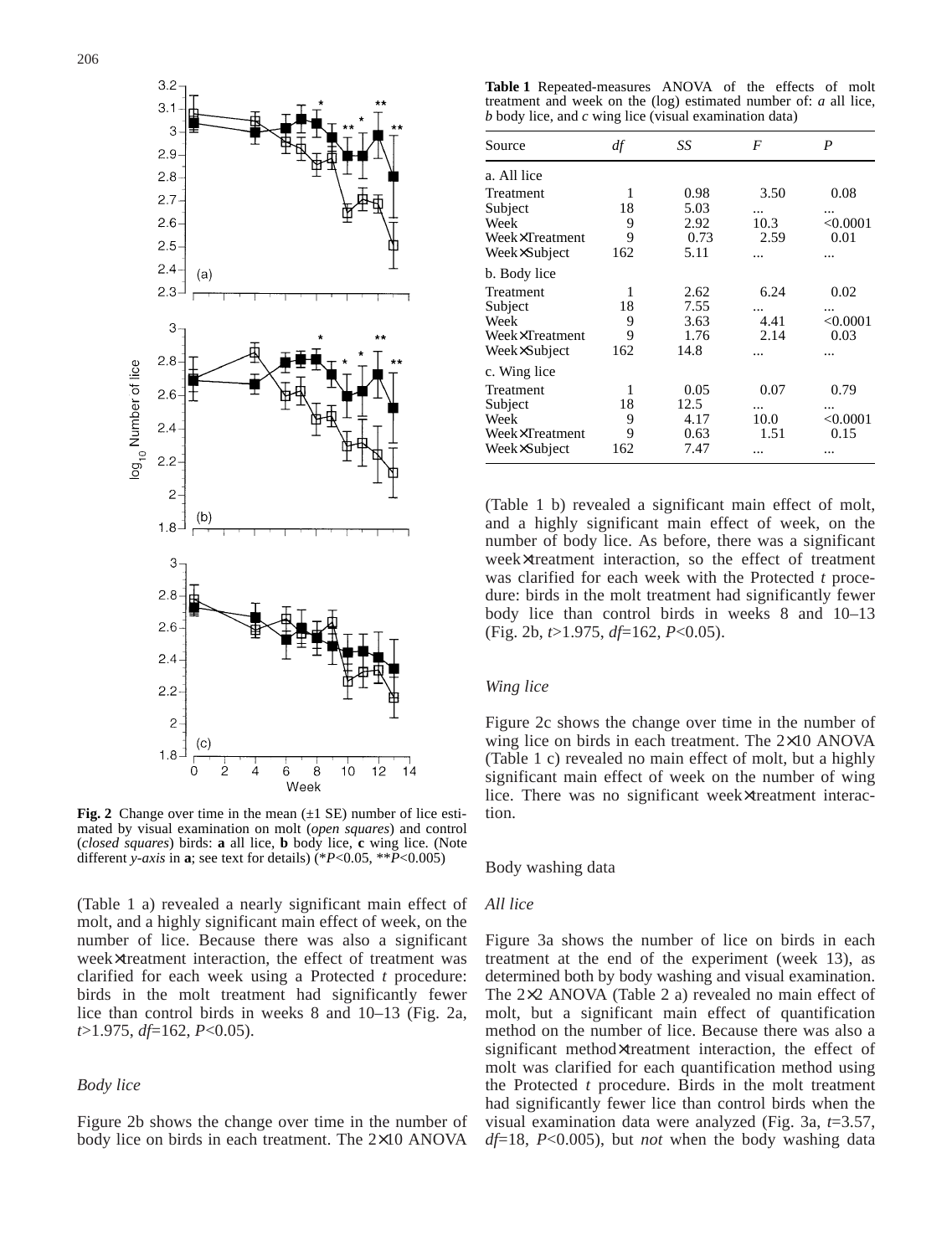**Fig. 2** Change over time in the mean (±1 SE) number of lice estimated by visual examination on molt (*open squares*) and control (*closed squares*) birds: **a** all lice, **b** body lice, **c** wing lice. (Note different *y-axis* in **a**; see text for details) (\*$P<0.05$, \*\*$P<0.005$)

(Table 1 a) revealed a nearly significant main effect of molt, and a highly significant main effect of week, on the number of lice. Because there was also a significant week×treatment interaction, the effect of treatment was clarified for each week using a Protected *t* procedure: birds in the molt treatment had significantly fewer lice than control birds in weeks 8 and 10–13 (Fig. 2a, $t>1.975$, $df=162$, $P<0.05$).

### *Body lice*

Figure 2b shows the change over time in the number of body lice on birds in each treatment. The 2×10 ANOVA (Table 1 b) revealed a significant main effect of molt, and a highly significant main effect of week, on the number of body lice. As before, there was a significant week×treatment interaction, so the effect of treatment was clarified for each week with the Protected *t* procedure: birds in the molt treatment had significantly fewer body lice than control birds in weeks 8 and 10–13 (Fig. 2b, $t>1.975$, $df=162$, $P<0.05$).

**Table 1** Repeated-measures ANOVA of the effects of molt treatment and week on the (log) estimated number of: *a* all lice, *b* body lice, and *c* wing lice (visual examination data)

| Source | *df* | *SS* | *F* | *P* |
|---|---|---|---|---|
| a. All lice | | | | |
| Treatment | 1 | 0.98 | 3.50 | 0.08 |
| Subject | 18 | 5.03 | ... | ... |
| Week | 9 | 2.92 | 10.3 | <0.0001 |
| Week×Treatment | 9 | 0.73 | 2.59 | 0.01 |
| Week×Subject | 162 | 5.11 | ... | ... |
| b. Body lice | | | | |
| Treatment | 1 | 2.62 | 6.24 | 0.02 |
| Subject | 18 | 7.55 | ... | ... |
| Week | 9 | 3.63 | 4.41 | <0.0001 |
| Week×Treatment | 9 | 1.76 | 2.14 | 0.03 |
| Week×Subject | 162 | 14.8 | ... | ... |
| c. Wing lice | | | | |
| Treatment | 1 | 0.05 | 0.07 | 0.79 |
| Subject | 18 | 12.5 | ... | ... |
| Week | 9 | 4.17 | 10.0 | <0.0001 |
| Week×Treatment | 9 | 0.63 | 1.51 | 0.15 |
| Week×Subject | 162 | 7.47 | ... | ... |

### *Wing lice*

Figure 2c shows the change over time in the number of wing lice on birds in each treatment. The 2×10 ANOVA (Table 1 c) revealed no main effect of molt, but a highly significant main effect of week on the number of wing lice. There was no significant week×treatment interaction.

## Body washing data

### *All lice*

Figure 3a shows the number of lice on birds in each treatment at the end of the experiment (week 13), as determined both by body washing and visual examination. The 2×2 ANOVA (Table 2 a) revealed no main effect of molt, but a significant main effect of quantification method on the number of lice. Because there was also a significant method×treatment interaction, the effect of molt was clarified for each quantification method using the Protected *t* procedure. Birds in the molt treatment had significantly fewer lice than control birds when the visual examination data were analyzed (Fig. 3a, $t=3.57$, $df=18$, $P<0.005$), but *not* when the body washing data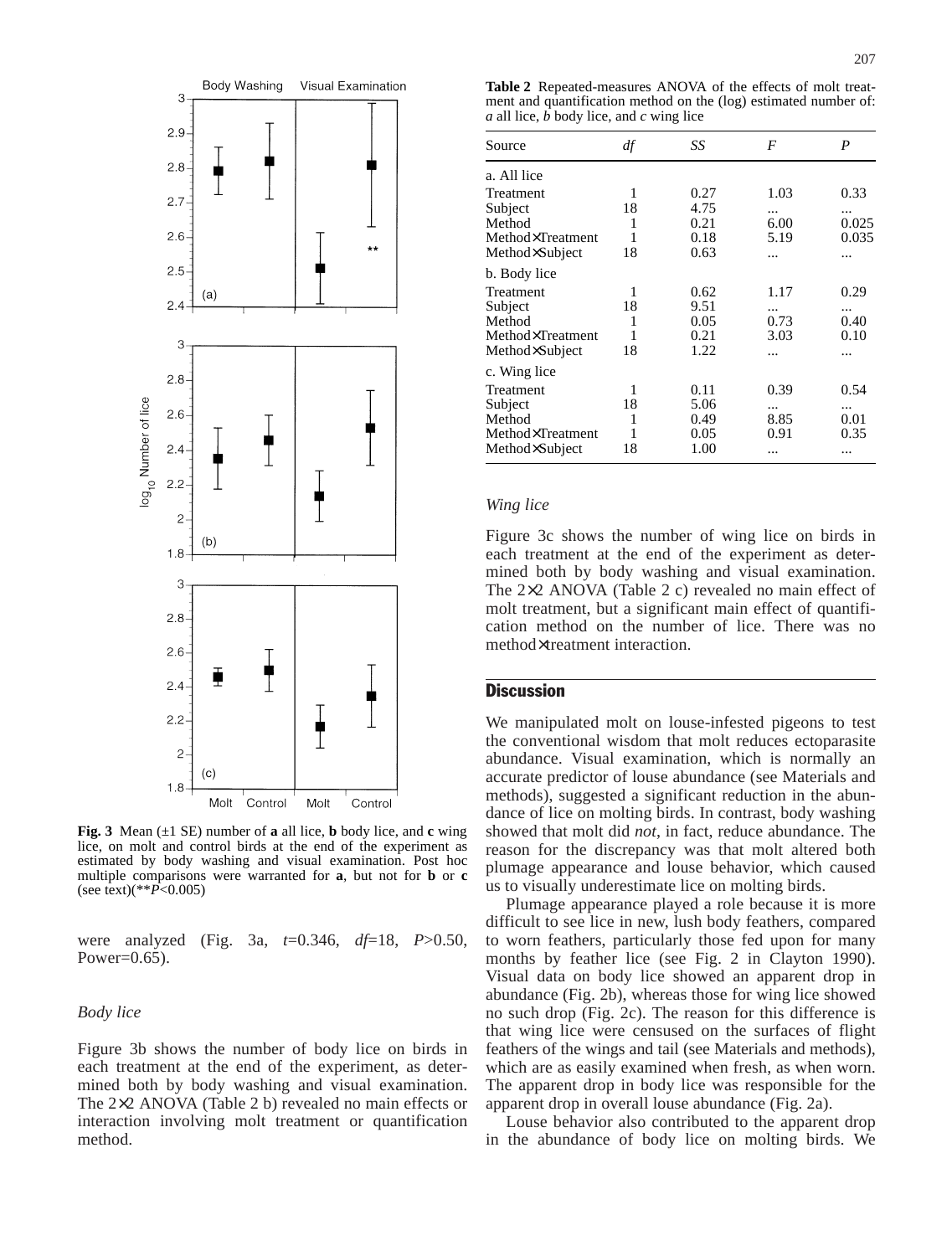**Fig. 3** Mean (±1 SE) number of **a** all lice, **b** body lice, and **c** wing lice, on molt and control birds at the end of the experiment as estimated by body washing and visual examination. Post hoc multiple comparisons were warranted for **a**, but not for **b** or **c** (see text)(\*\**P*<0.005)

were analyzed (Fig. 3a, $t$=0.346, $df$=18, $P$>0.50, Power=0.65).

### *Body lice*

Figure 3b shows the number of body lice on birds in each treatment at the end of the experiment, as determined both by body washing and visual examination. The 2×2 ANOVA (Table 2 b) revealed no main effects or interaction involving molt treatment or quantification method.

**Table 2** Repeated-measures ANOVA of the effects of molt treatment and quantification method on the (log) estimated number of: *a* all lice, *b* body lice, and *c* wing lice

| Source | *df* | *SS* | *F* | *P* |
|---|---|---|---|---|
| a. All lice | | | | |
| Treatment | 1 | 0.27 | 1.03 | 0.33 |
| Subject | 18 | 4.75 | ... | ... |
| Method | 1 | 0.21 | 6.00 | 0.025 |
| Method×Treatment | 1 | 0.18 | 5.19 | 0.035 |
| Method×Subject | 18 | 0.63 | ... | ... |
| b. Body lice | | | | |
| Treatment | 1 | 0.62 | 1.17 | 0.29 |
| Subject | 18 | 9.51 | ... | ... |
| Method | 1 | 0.05 | 0.73 | 0.40 |
| Method×Treatment | 1 | 0.21 | 3.03 | 0.10 |
| Method×Subject | 18 | 1.22 | ... | ... |
| c. Wing lice | | | | |
| Treatment | 1 | 0.11 | 0.39 | 0.54 |
| Subject | 18 | 5.06 | ... | ... |
| Method | 1 | 0.49 | 8.85 | 0.01 |
| Method×Treatment | 1 | 0.05 | 0.91 | 0.35 |
| Method×Subject | 18 | 1.00 | ... | ... |

### *Wing lice*

Figure 3c shows the number of wing lice on birds in each treatment at the end of the experiment as determined both by body washing and visual examination. The 2×2 ANOVA (Table 2 c) revealed no main effect of molt treatment, but a significant main effect of quantification method on the number of lice. There was no method×treatment interaction.

## Discussion

We manipulated molt on louse-infested pigeons to test the conventional wisdom that molt reduces ectoparasite abundance. Visual examination, which is normally an accurate predictor of louse abundance (see Materials and methods), suggested a significant reduction in the abundance of lice on molting birds. In contrast, body washing showed that molt did *not*, in fact, reduce abundance. The reason for the discrepancy was that molt altered both plumage appearance and louse behavior, which caused us to visually underestimate lice on molting birds.

Plumage appearance played a role because it is more difficult to see lice in new, lush body feathers, compared to worn feathers, particularly those fed upon for many months by feather lice (see Fig. 2 in Clayton 1990). Visual data on body lice showed an apparent drop in abundance (Fig. 2b), whereas those for wing lice showed no such drop (Fig. 2c). The reason for this difference is that wing lice were censused on the surfaces of flight feathers of the wings and tail (see Materials and methods), which are as easily examined when fresh, as when worn. The apparent drop in body lice was responsible for the apparent drop in overall louse abundance (Fig. 2a).

Louse behavior also contributed to the apparent drop in the abundance of body lice on molting birds. We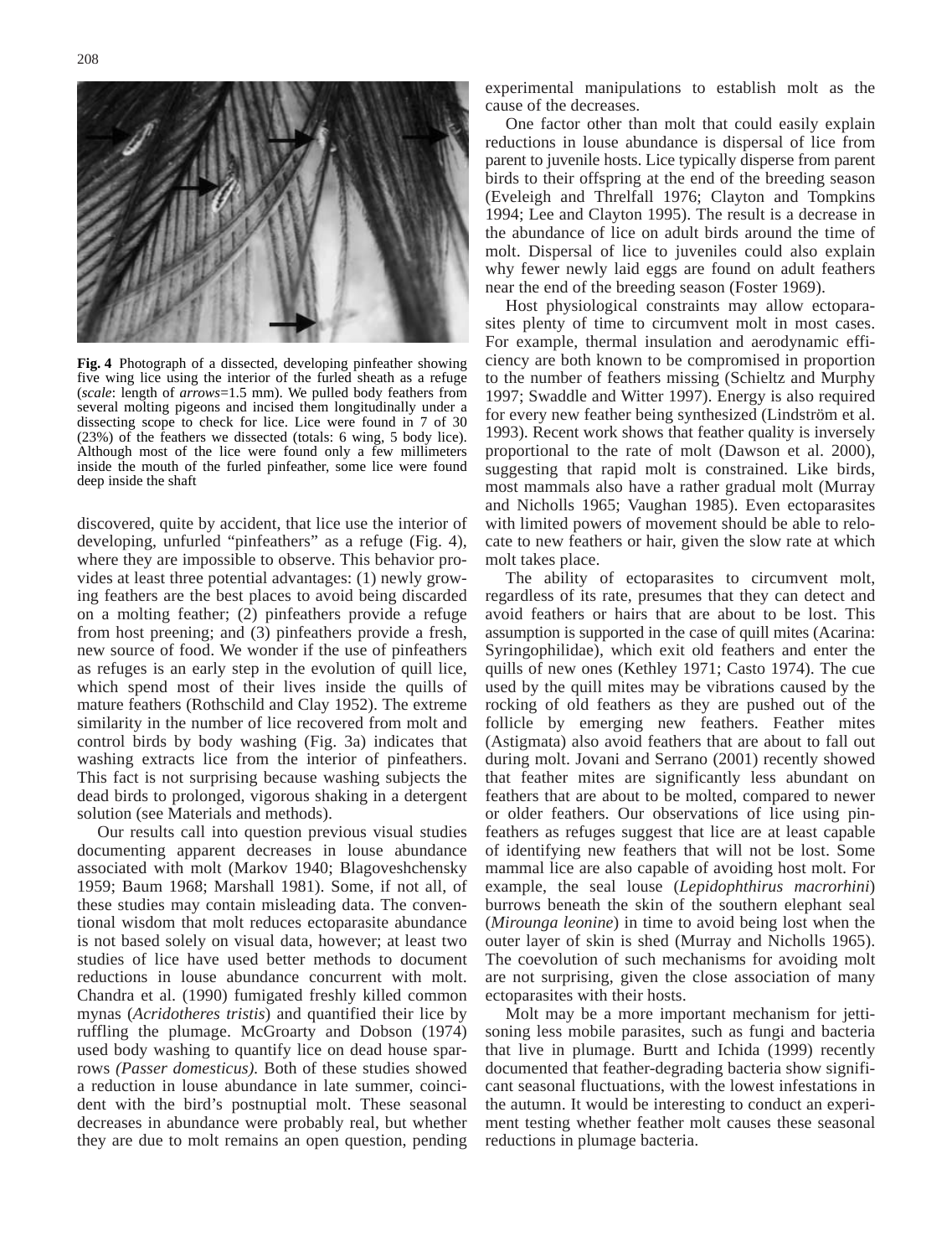**Fig. 4** Photograph of a dissected, developing pinfeather showing five wing lice using the interior of the furled sheath as a refuge (*scale*: length of *arrows*=1.5 mm). We pulled body feathers from several molting pigeons and incised them longitudinally under a dissecting scope to check for lice. Lice were found in 7 of 30 (23%) of the feathers we dissected (totals: 6 wing, 5 body lice). Although most of the lice were found only a few millimeters inside the mouth of the furled pinfeather, some lice were found deep inside the shaft

discovered, quite by accident, that lice use the interior of developing, unfurled "pinfeathers" as a refuge (Fig. 4), where they are impossible to observe. This behavior provides at least three potential advantages: (1) newly growing feathers are the best places to avoid being discarded on a molting feather; (2) pinfeathers provide a refuge from host preening; and (3) pinfeathers provide a fresh, new source of food. We wonder if the use of pinfeathers as refuges is an early step in the evolution of quill lice, which spend most of their lives inside the quills of mature feathers (Rothschild and Clay 1952). The extreme similarity in the number of lice recovered from molt and control birds by body washing (Fig. 3a) indicates that washing extracts lice from the interior of pinfeathers. This fact is not surprising because washing subjects the dead birds to prolonged, vigorous shaking in a detergent solution (see Materials and methods).

Our results call into question previous visual studies documenting apparent decreases in louse abundance associated with molt (Markov 1940; Blagoveshchensky 1959; Baum 1968; Marshall 1981). Some, if not all, of these studies may contain misleading data. The conventional wisdom that molt reduces ectoparasite abundance is not based solely on visual data, however; at least two studies of lice have used better methods to document reductions in louse abundance concurrent with molt. Chandra et al. (1990) fumigated freshly killed common mynas (*Acridotheres tristis*) and quantified their lice by ruffling the plumage. McGroarty and Dobson (1974) used body washing to quantify lice on dead house sparrows *(Passer domesticus)*. Both of these studies showed a reduction in louse abundance in late summer, coincident with the bird's postnuptial molt. These seasonal decreases in abundance were probably real, but whether they are due to molt remains an open question, pending experimental manipulations to establish molt as the cause of the decreases.

One factor other than molt that could easily explain reductions in louse abundance is dispersal of lice from parent to juvenile hosts. Lice typically disperse from parent birds to their offspring at the end of the breeding season (Eveleigh and Threlfall 1976; Clayton and Tompkins 1994; Lee and Clayton 1995). The result is a decrease in the abundance of lice on adult birds around the time of molt. Dispersal of lice to juveniles could also explain why fewer newly laid eggs are found on adult feathers near the end of the breeding season (Foster 1969).

Host physiological constraints may allow ectoparasites plenty of time to circumvent molt in most cases. For example, thermal insulation and aerodynamic efficiency are both known to be compromised in proportion to the number of feathers missing (Schieltz and Murphy 1997; Swaddle and Witter 1997). Energy is also required for every new feather being synthesized (Lindström et al. 1993). Recent work shows that feather quality is inversely proportional to the rate of molt (Dawson et al. 2000), suggesting that rapid molt is constrained. Like birds, most mammals also have a rather gradual molt (Murray and Nicholls 1965; Vaughan 1985). Even ectoparasites with limited powers of movement should be able to relocate to new feathers or hair, given the slow rate at which molt takes place.

The ability of ectoparasites to circumvent molt, regardless of its rate, presumes that they can detect and avoid feathers or hairs that are about to be lost. This assumption is supported in the case of quill mites (Acarina: Syringophilidae), which exit old feathers and enter the quills of new ones (Kethley 1971; Casto 1974). The cue used by the quill mites may be vibrations caused by the rocking of old feathers as they are pushed out of the follicle by emerging new feathers. Feather mites (Astigmata) also avoid feathers that are about to fall out during molt. Jovani and Serrano (2001) recently showed that feather mites are significantly less abundant on feathers that are about to be molted, compared to newer or older feathers. Our observations of lice using pinfeathers as refuges suggest that lice are at least capable of identifying new feathers that will not be lost. Some mammal lice are also capable of avoiding host molt. For example, the seal louse (*Lepidophthirus macrorhini*) burrows beneath the skin of the southern elephant seal (*Mirounga leonine*) in time to avoid being lost when the outer layer of skin is shed (Murray and Nicholls 1965). The coevolution of such mechanisms for avoiding molt are not surprising, given the close association of many ectoparasites with their hosts.

Molt may be a more important mechanism for jettisoning less mobile parasites, such as fungi and bacteria that live in plumage. Burtt and Ichida (1999) recently documented that feather-degrading bacteria show significant seasonal fluctuations, with the lowest infestations in the autumn. It would be interesting to conduct an experiment testing whether feather molt causes these seasonal reductions in plumage bacteria.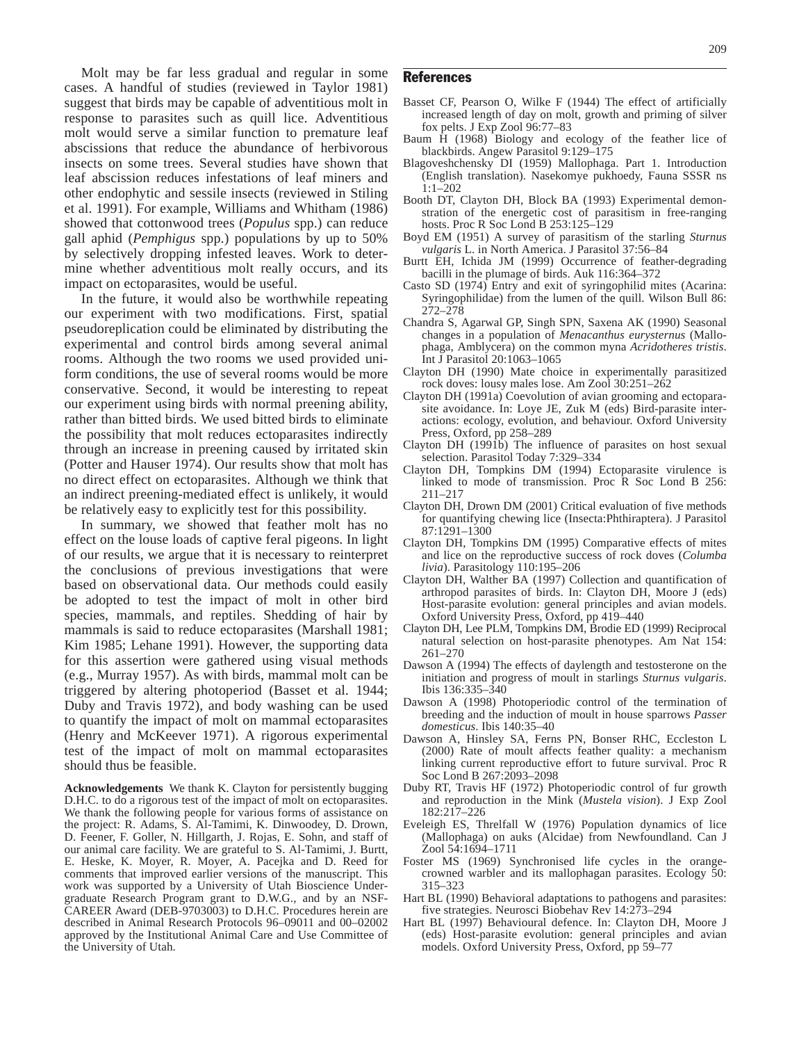Molt may be far less gradual and regular in some cases. A handful of studies (reviewed in Taylor 1981) suggest that birds may be capable of adventitious molt in response to parasites such as quill lice. Adventitious molt would serve a similar function to premature leaf abscissions that reduce the abundance of herbivorous insects on some trees. Several studies have shown that leaf abscission reduces infestations of leaf miners and other endophytic and sessile insects (reviewed in Stiling et al. 1991). For example, Williams and Whitham (1986) showed that cottonwood trees (*Populus* spp.) can reduce gall aphid (*Pemphigus* spp.) populations by up to 50% by selectively dropping infested leaves. Work to determine whether adventitious molt really occurs, and its impact on ectoparasites, would be useful.

In the future, it would also be worthwhile repeating our experiment with two modifications. First, spatial pseudoreplication could be eliminated by distributing the experimental and control birds among several animal rooms. Although the two rooms we used provided uniform conditions, the use of several rooms would be more conservative. Second, it would be interesting to repeat our experiment using birds with normal preening ability, rather than bitted birds. We used bitted birds to eliminate the possibility that molt reduces ectoparasites indirectly through an increase in preening caused by irritated skin (Potter and Hauser 1974). Our results show that molt has no direct effect on ectoparasites. Although we think that an indirect preening-mediated effect is unlikely, it would be relatively easy to explicitly test for this possibility.

In summary, we showed that feather molt has no effect on the louse loads of captive feral pigeons. In light of our results, we argue that it is necessary to reinterpret the conclusions of previous investigations that were based on observational data. Our methods could easily be adopted to test the impact of molt in other bird species, mammals, and reptiles. Shedding of hair by mammals is said to reduce ectoparasites (Marshall 1981; Kim 1985; Lehane 1991). However, the supporting data for this assertion were gathered using visual methods (e.g., Murray 1957). As with birds, mammal molt can be triggered by altering photoperiod (Basset et al. 1944; Duby and Travis 1972), and body washing can be used to quantify the impact of molt on mammal ectoparasites (Henry and McKeever 1971). A rigorous experimental test of the impact of molt on mammal ectoparasites should thus be feasible.

**Acknowledgements** We thank K. Clayton for persistently bugging D.H.C. to do a rigorous test of the impact of molt on ectoparasites. We thank the following people for various forms of assistance on the project: R. Adams, S. Al-Tamimi, K. Dinwoodey, D. Drown, D. Feener, F. Goller, N. Hillgarth, J. Rojas, E. Sohn, and staff of our animal care facility. We are grateful to S. Al-Tamimi, J. Burtt, E. Heske, K. Moyer, R. Moyer, A. Pacejka and D. Reed for comments that improved earlier versions of the manuscript. This work was supported by a University of Utah Bioscience Undergraduate Research Program grant to D.W.G., and by an NSF-CAREER Award (DEB-9703003) to D.H.C. Procedures herein are described in Animal Research Protocols 96–09011 and 00–02002 approved by the Institutional Animal Care and Use Committee of the University of Utah.

## References

Basset CF, Pearson O, Wilke F (1944) The effect of artificially increased length of day on molt, growth and priming of silver fox pelts. J Exp Zool 96:77–83

Baum H (1968) Biology and ecology of the feather lice of blackbirds. Angew Parasitol 9:129–175

Blagoveshchensky DI (1959) Mallophaga. Part 1. Introduction (English translation). Nasekomye pukhoedy, Fauna SSSR ns 1:1–202

Booth DT, Clayton DH, Block BA (1993) Experimental demonstration of the energetic cost of parasitism in free-ranging hosts. Proc R Soc Lond B 253:125–129

Boyd EM (1951) A survey of parasitism of the starling *Sturnus vulgaris* L. in North America. J Parasitol 37:56–84

Burtt EH, Ichida JM (1999) Occurrence of feather-degrading bacilli in the plumage of birds. Auk 116:364–372

Casto SD (1974) Entry and exit of syringophilid mites (Acarina: Syringophilidae) from the lumen of the quill. Wilson Bull 86: 272–278

Chandra S, Agarwal GP, Singh SPN, Saxena AK (1990) Seasonal changes in a population of *Menacanthus eurysternus* (Mallophaga, Amblycera) on the common myna *Acridotheres tristis*. Int J Parasitol 20:1063–1065

Clayton DH (1990) Mate choice in experimentally parasitized rock doves: lousy males lose. Am Zool 30:251–262

Clayton DH (1991a) Coevolution of avian grooming and ectoparasite avoidance. In: Loye JE, Zuk M (eds) Bird-parasite interactions: ecology, evolution, and behaviour. Oxford University Press, Oxford, pp 258–289

Clayton DH (1991b) The influence of parasites on host sexual selection. Parasitol Today 7:329–334

Clayton DH, Tompkins DM (1994) Ectoparasite virulence is linked to mode of transmission. Proc R Soc Lond B 256: 211–217

Clayton DH, Drown DM (2001) Critical evaluation of five methods for quantifying chewing lice (Insecta:Phthiraptera). J Parasitol 87:1291–1300

Clayton DH, Tompkins DM (1995) Comparative effects of mites and lice on the reproductive success of rock doves (*Columba livia*). Parasitology 110:195–206

Clayton DH, Walther BA (1997) Collection and quantification of arthropod parasites of birds. In: Clayton DH, Moore J (eds) Host-parasite evolution: general principles and avian models. Oxford University Press, Oxford, pp 419–440

Clayton DH, Lee PLM, Tompkins DM, Brodie ED (1999) Reciprocal natural selection on host-parasite phenotypes. Am Nat 154: 261–270

Dawson A (1994) The effects of daylength and testosterone on the initiation and progress of moult in starlings *Sturnus vulgaris*. Ibis 136:335–340

Dawson A (1998) Photoperiodic control of the termination of breeding and the induction of moult in house sparrows *Passer domesticus*. Ibis 140:35–40

Dawson A, Hinsley SA, Ferns PN, Bonser RHC, Eccleston L (2000) Rate of moult affects feather quality: a mechanism linking current reproductive effort to future survival. Proc R Soc Lond B 267:2093–2098

Duby RT, Travis HF (1972) Photoperiodic control of fur growth and reproduction in the Mink (*Mustela vision*). J Exp Zool 182:217–226

Eveleigh ES, Threlfall W (1976) Population dynamics of lice (Mallophaga) on auks (Alcidae) from Newfoundland. Can J Zool 54:1694–1711

Foster MS (1969) Synchronised life cycles in the orange-crowned warbler and its mallophagan parasites. Ecology 50: 315–323

Hart BL (1990) Behavioral adaptations to pathogens and parasites: five strategies. Neurosci Biobehav Rev 14:273–294

Hart BL (1997) Behavioural defence. In: Clayton DH, Moore J (eds) Host-parasite evolution: general principles and avian models. Oxford University Press, Oxford, pp 59–77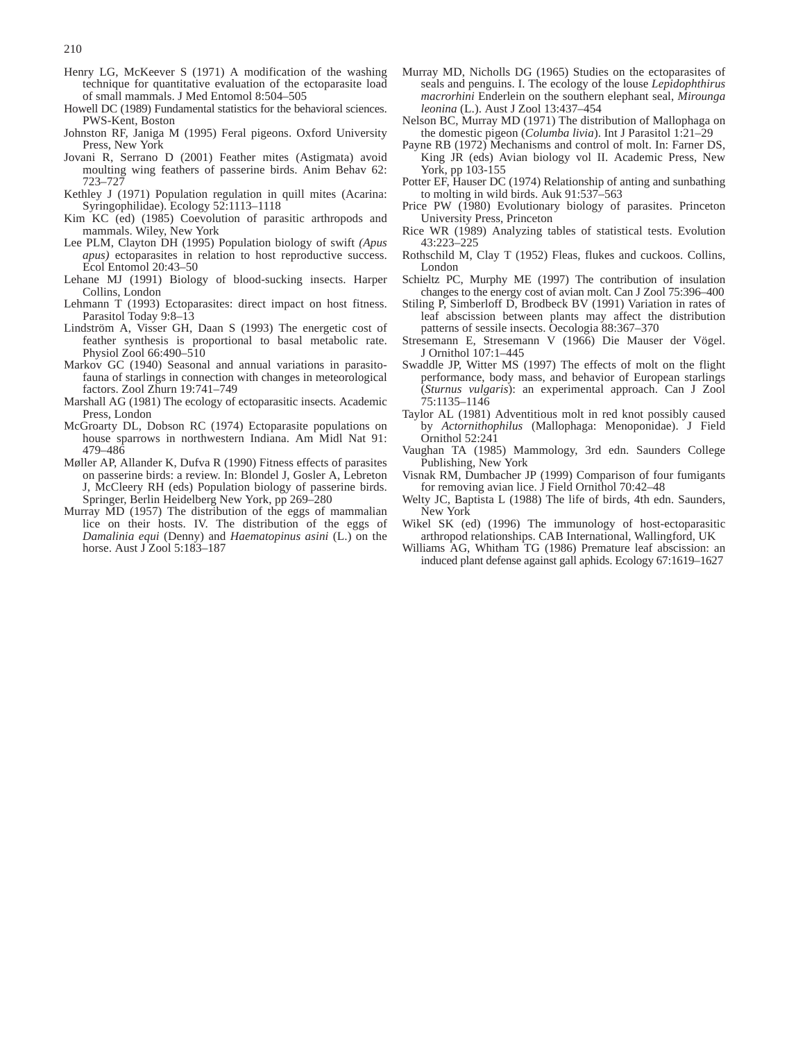Henry LG, McKeever S (1971) A modification of the washing technique for quantitative evaluation of the ectoparasite load of small mammals. J Med Entomol 8:504–505

Howell DC (1989) Fundamental statistics for the behavioral sciences. PWS-Kent, Boston

Johnston RF, Janiga M (1995) Feral pigeons. Oxford University Press, New York

Jovani R, Serrano D (2001) Feather mites (Astigmata) avoid moulting wing feathers of passerine birds. Anim Behav 62: 723–727

Kethley J (1971) Population regulation in quill mites (Acarina: Syringophilidae). Ecology 52:1113–1118

Kim KC (ed) (1985) Coevolution of parasitic arthropods and mammals. Wiley, New York

Lee PLM, Clayton DH (1995) Population biology of swift *(Apus apus)* ectoparasites in relation to host reproductive success. Ecol Entomol 20:43–50

Lehane MJ (1991) Biology of blood-sucking insects. Harper Collins, London

Lehmann T (1993) Ectoparasites: direct impact on host fitness. Parasitol Today 9:8–13

Lindström A, Visser GH, Daan S (1993) The energetic cost of feather synthesis is proportional to basal metabolic rate. Physiol Zool 66:490–510

Markov GC (1940) Seasonal and annual variations in parasitofauna of starlings in connection with changes in meteorological factors. Zool Zhurn 19:741–749

Marshall AG (1981) The ecology of ectoparasitic insects. Academic Press, London

McGroarty DL, Dobson RC (1974) Ectoparasite populations on house sparrows in northwestern Indiana. Am Midl Nat 91: 479–486

Møller AP, Allander K, Dufva R (1990) Fitness effects of parasites on passerine birds: a review. In: Blondel J, Gosler A, Lebreton J, McCleery RH (eds) Population biology of passerine birds. Springer, Berlin Heidelberg New York, pp 269–280

Murray MD (1957) The distribution of the eggs of mammalian lice on their hosts. IV. The distribution of the eggs of *Damalinia equi* (Denny) and *Haematopinus asini* (L.) on the horse. Aust J Zool 5:183–187

Murray MD, Nicholls DG (1965) Studies on the ectoparasites of seals and penguins. I. The ecology of the louse *Lepidophthirus macrorhini* Enderlein on the southern elephant seal, *Mirounga leonina* (L.). Aust J Zool 13:437–454

Nelson BC, Murray MD (1971) The distribution of Mallophaga on the domestic pigeon (*Columba livia*). Int J Parasitol 1:21–29

Payne RB (1972) Mechanisms and control of molt. In: Farner DS, King JR (eds) Avian biology vol II. Academic Press, New York, pp 103-155

Potter EF, Hauser DC (1974) Relationship of anting and sunbathing to molting in wild birds. Auk 91:537–563

Price PW (1980) Evolutionary biology of parasites. Princeton University Press, Princeton

Rice WR (1989) Analyzing tables of statistical tests. Evolution 43:223–225

Rothschild M, Clay T (1952) Fleas, flukes and cuckoos. Collins, London

Schieltz PC, Murphy ME (1997) The contribution of insulation changes to the energy cost of avian molt. Can J Zool 75:396–400

Stiling P, Simberloff D, Brodbeck BV (1991) Variation in rates of leaf abscission between plants may affect the distribution patterns of sessile insects. Oecologia 88:367–370

Stresemann E, Stresemann V (1966) Die Mauser der Vögel. J Ornithol 107:1–445

Swaddle JP, Witter MS (1997) The effects of molt on the flight performance, body mass, and behavior of European starlings (*Sturnus vulgaris*): an experimental approach. Can J Zool 75:1135–1146

Taylor AL (1981) Adventitious molt in red knot possibly caused by *Actornithophilus* (Mallophaga: Menoponidae). J Field Ornithol 52:241

Vaughan TA (1985) Mammology, 3rd edn. Saunders College Publishing, New York

Visnak RM, Dumbacher JP (1999) Comparison of four fumigants for removing avian lice. J Field Ornithol 70:42–48

Welty JC, Baptista L (1988) The life of birds, 4th edn. Saunders, New York

Wikel SK (ed) (1996) The immunology of host-ectoparasitic arthropod relationships. CAB International, Wallingford, UK

Williams AG, Whitham TG (1986) Premature leaf abscission: an induced plant defense against gall aphids. Ecology 67:1619–1627